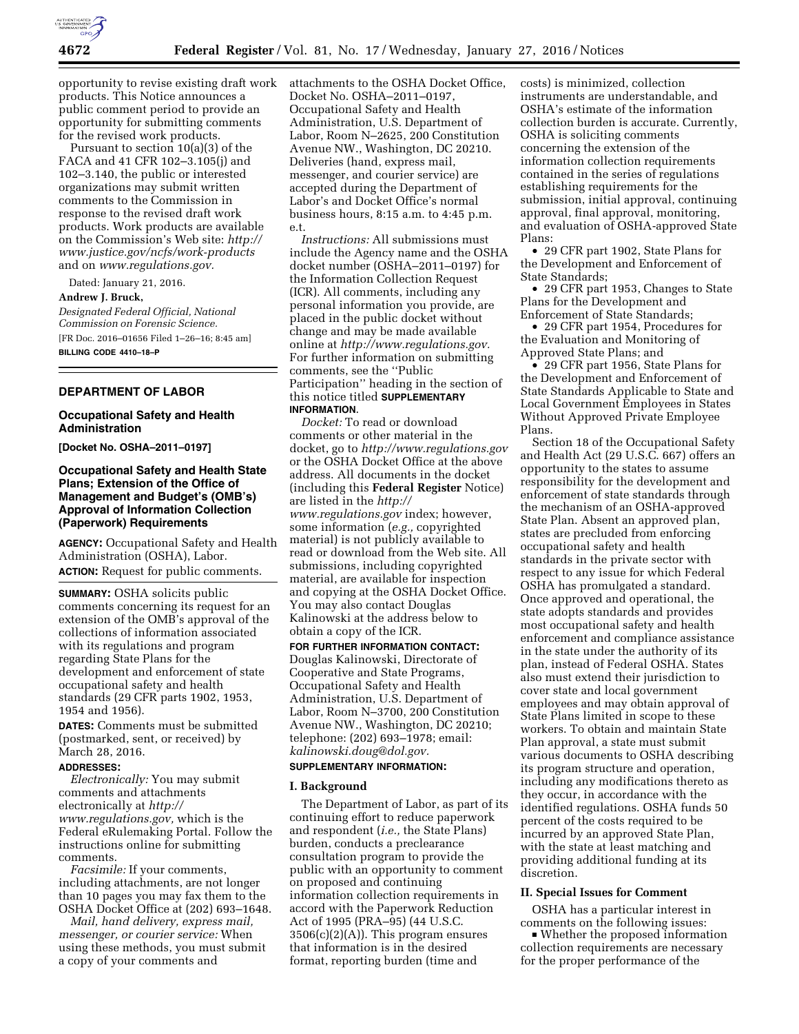opportunity to revise existing draft work products. This Notice announces a public comment period to provide an opportunity for submitting comments for the revised work products.

Pursuant to section 10(a)(3) of the FACA and 41 CFR 102–3.105(j) and 102–3.140, the public or interested organizations may submit written comments to the Commission in response to the revised draft work products. Work products are available on the Commission's Web site: *http://www.justice.gov/ncfs/work-products* and on *www.regulations.gov.*

Dated: January 21, 2016.

**Andrew J. Bruck,**

*Designated Federal Official, National Commission on Forensic Science.*

[FR Doc. 2016–01656 Filed 1–26–16; 8:45 am]

**BILLING CODE 4410–18–P**

---

## DEPARTMENT OF LABOR

### Occupational Safety and Health Administration

**[Docket No. OSHA–2011–0197]**

### Occupational Safety and Health State Plans; Extension of the Office of Management and Budget's (OMB's) Approval of Information Collection (Paperwork) Requirements

**AGENCY:** Occupational Safety and Health Administration (OSHA), Labor.

**ACTION:** Request for public comments.

**SUMMARY:** OSHA solicits public comments concerning its request for an extension of the OMB's approval of the collections of information associated with its regulations and program regarding State Plans for the development and enforcement of state occupational safety and health standards (29 CFR parts 1902, 1953, 1954 and 1956).

**DATES:** Comments must be submitted (postmarked, sent, or received) by March 28, 2016.

**ADDRESSES:**

*Electronically:* You may submit comments and attachments electronically at *http://www.regulations.gov,* which is the Federal eRulemaking Portal. Follow the instructions online for submitting comments.

*Facsimile:* If your comments, including attachments, are not longer than 10 pages you may fax them to the OSHA Docket Office at (202) 693–1648.

*Mail, hand delivery, express mail, messenger, or courier service:* When using these methods, you must submit a copy of your comments and attachments to the OSHA Docket Office, Docket No. OSHA–2011–0197, Occupational Safety and Health Administration, U.S. Department of Labor, Room N–2625, 200 Constitution Avenue NW., Washington, DC 20210. Deliveries (hand, express mail, messenger, and courier service) are accepted during the Department of Labor's and Docket Office's normal business hours, 8:15 a.m. to 4:45 p.m. e.t.

*Instructions:* All submissions must include the Agency name and the OSHA docket number (OSHA–2011–0197) for the Information Collection Request (ICR). All comments, including any personal information you provide, are placed in the public docket without change and may be made available online at *http://www.regulations.gov.* For further information on submitting comments, see the ''Public Participation'' heading in the section of this notice titled **SUPPLEMENTARY INFORMATION**.

*Docket:* To read or download comments or other material in the docket, go to *http://www.regulations.gov* or the OSHA Docket Office at the above address. All documents in the docket (including this **Federal Register** Notice) are listed in the *http://www.regulations.gov* index; however, some information (*e.g.,* copyrighted material) is not publicly available to read or download from the Web site. All submissions, including copyrighted material, are available for inspection and copying at the OSHA Docket Office. You may also contact Douglas Kalinowski at the address below to obtain a copy of the ICR.

**FOR FURTHER INFORMATION CONTACT:** Douglas Kalinowski, Directorate of Cooperative and State Programs, Occupational Safety and Health Administration, U.S. Department of Labor, Room N–3700, 200 Constitution Avenue NW., Washington, DC 20210; telephone: (202) 693–1978; email: *kalinowski.doug@dol.gov.*

**SUPPLEMENTARY INFORMATION:**

**I. Background**

The Department of Labor, as part of its continuing effort to reduce paperwork and respondent (*i.e.,* the State Plans) burden, conducts a preclearance consultation program to provide the public with an opportunity to comment on proposed and continuing information collection requirements in accord with the Paperwork Reduction Act of 1995 (PRA–95) (44 U.S.C. 3506(c)(2)(A)). This program ensures that information is in the desired format, reporting burden (time and costs) is minimized, collection instruments are understandable, and OSHA's estimate of the information collection burden is accurate. Currently, OSHA is soliciting comments concerning the extension of the information collection requirements contained in the series of regulations establishing requirements for the submission, initial approval, continuing approval, final approval, monitoring, and evaluation of OSHA-approved State Plans:

- 29 CFR part 1902, State Plans for the Development and Enforcement of State Standards;
- 29 CFR part 1953, Changes to State Plans for the Development and Enforcement of State Standards;
- 29 CFR part 1954, Procedures for the Evaluation and Monitoring of Approved State Plans; and
- 29 CFR part 1956, State Plans for the Development and Enforcement of State Standards Applicable to State and Local Government Employees in States Without Approved Private Employee Plans.

Section 18 of the Occupational Safety and Health Act (29 U.S.C. 667) offers an opportunity to the states to assume responsibility for the development and enforcement of state standards through the mechanism of an OSHA-approved State Plan. Absent an approved plan, states are precluded from enforcing occupational safety and health standards in the private sector with respect to any issue for which Federal OSHA has promulgated a standard. Once approved and operational, the state adopts standards and provides most occupational safety and health enforcement and compliance assistance in the state under the authority of its plan, instead of Federal OSHA. States also must extend their jurisdiction to cover state and local government employees and may obtain approval of State Plans limited in scope to these workers. To obtain and maintain State Plan approval, a state must submit various documents to OSHA describing its program structure and operation, including any modifications thereto as they occur, in accordance with the identified regulations. OSHA funds 50 percent of the costs required to be incurred by an approved State Plan, with the state at least matching and providing additional funding at its discretion.

**II. Special Issues for Comment**

OSHA has a particular interest in comments on the following issues:

- Whether the proposed information collection requirements are necessary for the proper performance of the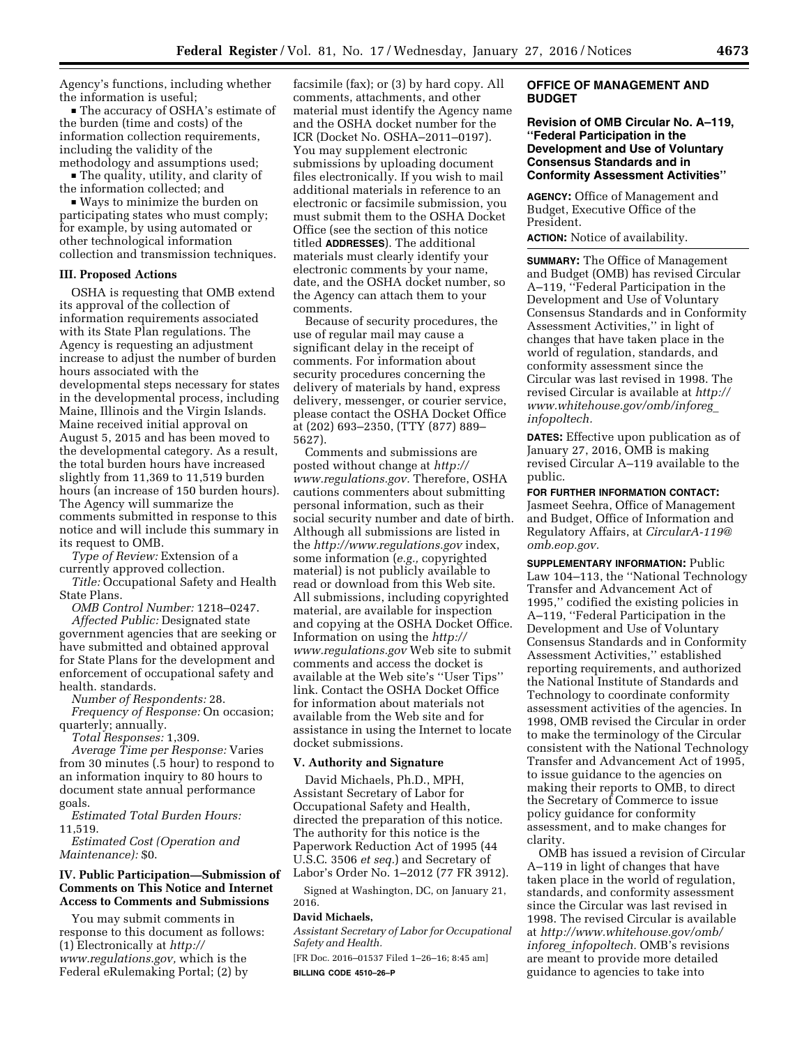Agency's functions, including whether the information is useful;

- The accuracy of OSHA's estimate of the burden (time and costs) of the information collection requirements, including the validity of the methodology and assumptions used;
- The quality, utility, and clarity of the information collected; and
- Ways to minimize the burden on participating states who must comply; for example, by using automated or other technological information collection and transmission techniques.

### III. Proposed Actions

OSHA is requesting that OMB extend its approval of the collection of information requirements associated with its State Plan regulations. The Agency is requesting an adjustment increase to adjust the number of burden hours associated with the developmental steps necessary for states in the developmental process, including Maine, Illinois and the Virgin Islands. Maine received initial approval on August 5, 2015 and has been moved to the developmental category. As a result, the total burden hours have increased slightly from 11,369 to 11,519 burden hours (an increase of 150 burden hours). The Agency will summarize the comments submitted in response to this notice and will include this summary in its request to OMB.

*Type of Review:* Extension of a currently approved collection.

*Title:* Occupational Safety and Health State Plans.

*OMB Control Number:* 1218–0247.

*Affected Public:* Designated state government agencies that are seeking or have submitted and obtained approval for State Plans for the development and enforcement of occupational safety and health. standards.

*Number of Respondents:* 28.

*Frequency of Response:* On occasion; quarterly; annually.

*Total Responses:* 1,309.

*Average Time per Response:* Varies from 30 minutes (.5 hour) to respond to an information inquiry to 80 hours to document state annual performance goals.

*Estimated Total Burden Hours:* 11,519.

*Estimated Cost (Operation and Maintenance):* $0.

### IV. Public Participation—Submission of Comments on This Notice and Internet Access to Comments and Submissions

You may submit comments in response to this document as follows: (1) Electronically at *http://www.regulations.gov,* which is the Federal eRulemaking Portal; (2) by facsimile (fax); or (3) by hard copy. All comments, attachments, and other material must identify the Agency name and the OSHA docket number for the ICR (Docket No. OSHA–2011–0197). You may supplement electronic submissions by uploading document files electronically. If you wish to mail additional materials in reference to an electronic or facsimile submission, you must submit them to the OSHA Docket Office (see the section of this notice titled **ADDRESSES**). The additional materials must clearly identify your electronic comments by your name, date, and the OSHA docket number, so the Agency can attach them to your comments.

Because of security procedures, the use of regular mail may cause a significant delay in the receipt of comments. For information about security procedures concerning the delivery of materials by hand, express delivery, messenger, or courier service, please contact the OSHA Docket Office at (202) 693–2350, (TTY (877) 889–5627).

Comments and submissions are posted without change at *http://www.regulations.gov.* Therefore, OSHA cautions commenters about submitting personal information, such as their social security number and date of birth. Although all submissions are listed in the *http://www.regulations.gov* index, some information (*e.g.,* copyrighted material) is not publicly available to read or download from this Web site. All submissions, including copyrighted material, are available for inspection and copying at the OSHA Docket Office. Information on using the *http://www.regulations.gov* Web site to submit comments and access the docket is available at the Web site's ''User Tips'' link. Contact the OSHA Docket Office for information about materials not available from the Web site and for assistance in using the Internet to locate docket submissions.

### V. Authority and Signature

David Michaels, Ph.D., MPH, Assistant Secretary of Labor for Occupational Safety and Health, directed the preparation of this notice. The authority for this notice is the Paperwork Reduction Act of 1995 (44 U.S.C. 3506 *et seq.*) and Secretary of Labor's Order No. 1–2012 (77 FR 3912).

Signed at Washington, DC, on January 21, 2016.

**David Michaels,**

*Assistant Secretary of Labor for Occupational Safety and Health.*

[FR Doc. 2016–01537 Filed 1–26–16; 8:45 am]

**BILLING CODE 4510–26–P**

## OFFICE OF MANAGEMENT AND BUDGET

### Revision of OMB Circular No. A–119, ''Federal Participation in the Development and Use of Voluntary Consensus Standards and in Conformity Assessment Activities''

**AGENCY:** Office of Management and Budget, Executive Office of the President.

**ACTION:** Notice of availability.

**SUMMARY:** The Office of Management and Budget (OMB) has revised Circular A–119, ''Federal Participation in the Development and Use of Voluntary Consensus Standards and in Conformity Assessment Activities,'' in light of changes that have taken place in the world of regulation, standards, and conformity assessment since the Circular was last revised in 1998. The revised Circular is available at *http://www.whitehouse.gov/omb/inforeg_infopoltech.*

**DATES:** Effective upon publication as of January 27, 2016, OMB is making revised Circular A–119 available to the public.

**FOR FURTHER INFORMATION CONTACT:** Jasmeet Seehra, Office of Management and Budget, Office of Information and Regulatory Affairs, at *CircularA-119@omb.eop.gov.*

**SUPPLEMENTARY INFORMATION:** Public Law 104–113, the ''National Technology Transfer and Advancement Act of 1995,'' codified the existing policies in A–119, ''Federal Participation in the Development and Use of Voluntary Consensus Standards and in Conformity Assessment Activities,'' established reporting requirements, and authorized the National Institute of Standards and Technology to coordinate conformity assessment activities of the agencies. In 1998, OMB revised the Circular in order to make the terminology of the Circular consistent with the National Technology Transfer and Advancement Act of 1995, to issue guidance to the agencies on making their reports to OMB, to direct the Secretary of Commerce to issue policy guidance for conformity assessment, and to make changes for clarity.

OMB has issued a revision of Circular A–119 in light of changes that have taken place in the world of regulation, standards, and conformity assessment since the Circular was last revised in 1998. The revised Circular is available at *http://www.whitehouse.gov/omb/inforeg_infopoltech.* OMB's revisions are meant to provide more detailed guidance to agencies to take into